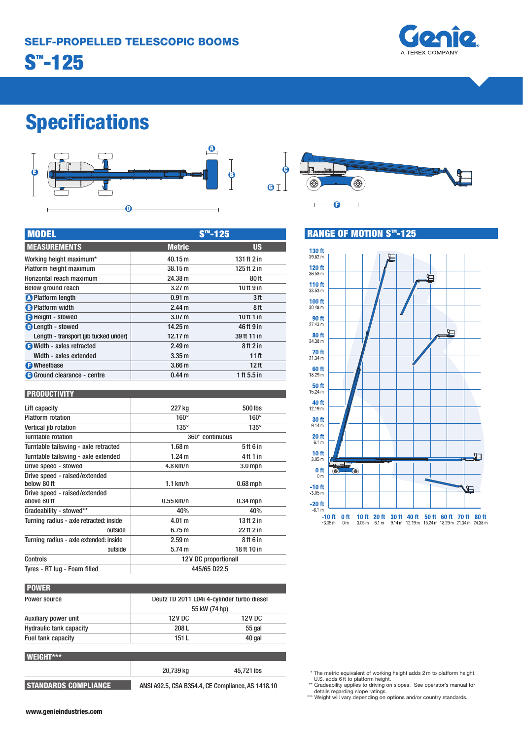## SELF-PROPELLED TELESCOPIC BOOMS

# S™-125

# Specifications

| MODEL | S™-125 | |
|---|---|---|
| **MEASUREMENTS** | **Metric** | **US** |
| Working height maximum* | 40.15 m | 131 ft 2 in |
| Platform height maximum | 38.15 m | 125 ft 2 in |
| Horizontal reach maximum | 24.38 m | 80 ft |
| Below ground reach | 3.27 m | 10 ft 9 in |
| A Platform length | 0.91 m | 3 ft |
| B Platform width | 2.44 m | 8 ft |
| C Height - stowed | 3.07 m | 10 ft 1 in |
| D Length - stowed | 14.25 m | 46 ft 9 in |
| Length - transport (jib tucked under) | 12.17 m | 39 ft 11 in |
| E Width - axles retracted | 2.49 m | 8 ft 2 in |
| Width - axles extended | 3.35 m | 11 ft |
| F Wheelbase | 3.66 m | 12 ft |
| G Ground clearance - centre | 0.44 m | 1 ft 5.5 in |

| PRODUCTIVITY | | |
|---|---|---|
| Lift capacity | 227 kg | 500 lbs |
| Platform rotation | 160° | 160° |
| Vertical jib rotation | 135° | 135° |
| Turntable rotation | 360° continuous | |
| Turntable tailswing - axle retracted | 1.68 m | 5 ft 6 in |
| Turntable tailswing - axle extended | 1.24 m | 4 ft 1 in |
| Drive speed - stowed | 4.8 km/h | 3.0 mph |
| Drive speed - raised/extended below 80 ft | 1.1 km/h | 0.68 mph |
| Drive speed - raised/extended above 80 ft | 0.55 km/h | 0.34 mph |
| Gradeability - stowed** | 40% | 40% |
| Turning radius - axle retracted: inside | 4.01 m | 13 ft 2 in |
| outside | 6.75 m | 22 ft 2 in |
| Turning radius - axle extended: inside | 2.59 m | 8 ft 6 in |
| outside | 5.74 m | 18 ft 10 in |
| Controls | 12V DC proportional | |
| Tyres - RT lug - Foam filled | 445/65 D22.5 | |

| POWER | | |
|---|---|---|
| Power source | Deutz TD 2011 L04i 4-cylinder turbo diesel 55 kW (74 hp) | |
| Auxiliary power unit | 12V DC | 12V DC |
| Hydraulic tank capacity | 208 L | 55 gal |
| Fuel tank capacity | 151 L | 40 gal |

| WEIGHT*** | | |
|---|---|---|
| | 20,739 kg | 45,721 lbs |

| STANDARDS COMPLIANCE | ANSI A92.5, CSA B354.4, CE Compliance, AS 1418.10 |
|---|---|

## RANGE OF MOTION S™-125

\* The metric equivalent of working height adds 2 m to platform height. U.S. adds 6 ft to platform height.

\** Gradeability applies to driving on slopes. See operator's manual for details regarding slope ratings.

\*** Weight will vary depending on options and/or country standards.

www.genieindustries.com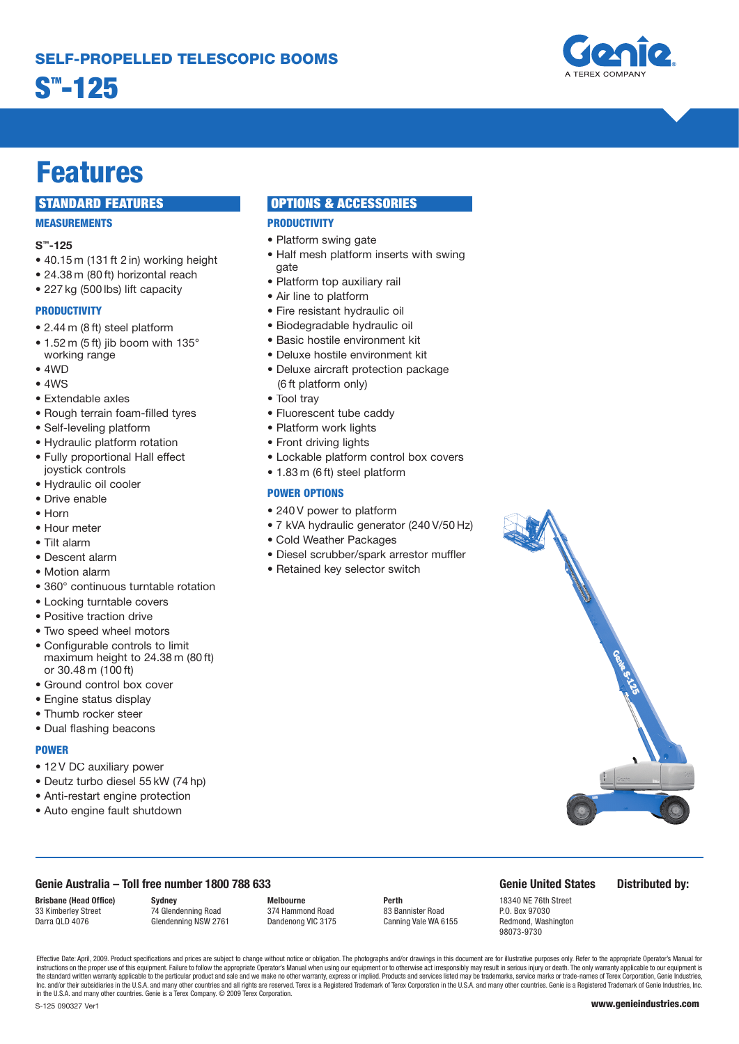## SELF-PROPELLED TELESCOPIC BOOMS

# S™-125

Genie
A TEREX COMPANY

# Features

## STANDARD FEATURES

### MEASUREMENTS

**S™-125**

- 40.15 m (131 ft 2 in) working height
- 24.38 m (80 ft) horizontal reach
- 227 kg (500 lbs) lift capacity

### PRODUCTIVITY

- 2.44 m (8 ft) steel platform
- 1.52 m (5 ft) jib boom with 135° working range
- 4WD
- 4WS
- Extendable axles
- Rough terrain foam-filled tyres
- Self-leveling platform
- Hydraulic platform rotation
- Fully proportional Hall effect joystick controls
- Hydraulic oil cooler
- Drive enable
- Horn
- Hour meter
- Tilt alarm
- Descent alarm
- Motion alarm
- 360° continuous turntable rotation
- Locking turntable covers
- Positive traction drive
- Two speed wheel motors
- Configurable controls to limit maximum height to 24.38 m (80 ft) or 30.48 m (100 ft)
- Ground control box cover
- Engine status display
- Thumb rocker steer
- Dual flashing beacons

### POWER

- 12 V DC auxiliary power
- Deutz turbo diesel 55 kW (74 hp)
- Anti-restart engine protection
- Auto engine fault shutdown

## OPTIONS & ACCESSORIES

### PRODUCTIVITY

- Platform swing gate
- Half mesh platform inserts with swing gate
- Platform top auxiliary rail
- Air line to platform
- Fire resistant hydraulic oil
- Biodegradable hydraulic oil
- Basic hostile environment kit
- Deluxe hostile environment kit
- Deluxe aircraft protection package (6 ft platform only)
- Tool tray
- Fluorescent tube caddy
- Platform work lights
- Front driving lights
- Lockable platform control box covers
- 1.83 m (6 ft) steel platform

### POWER OPTIONS

- 240 V power to platform
- 7 kVA hydraulic generator (240 V/50 Hz)
- Cold Weather Packages
- Diesel scrubber/spark arrestor muffler
- Retained key selector switch

### Genie Australia – Toll free number 1800 788 633

**Brisbane (Head Office)**
33 Kimberley Street
Darra QLD 4076

**Sydney**
74 Glendenning Road
Glendenning NSW 2761

**Melbourne**
374 Hammond Road
Dandenong VIC 3175

**Perth**
83 Bannister Road
Canning Vale WA 6155

### Genie United States

18340 NE 76th Street
P.O. Box 97030
Redmond, Washington
98073-9730

### Distributed by:

Effective Date: April, 2009. Product specifications and prices are subject to change without notice or obligation. The photographs and/or drawings in this document are for illustrative purposes only. Refer to the appropriate Operator's Manual for instructions on the proper use of this equipment. Failure to follow the appropriate Operator's Manual when using our equipment or to otherwise act irresponsibly may result in serious injury or death. The only warranty applicable to our equipment is the standard written warranty applicable to the particular product and sale and we make no other warranty, express or implied. Products and services listed may be trademarks, service marks or trade-names of Terex Corporation, Genie Industries, Inc. and/or their subsidiaries in the U.S.A. and many other countries and all rights are reserved. Terex is a Registered Trademark of Terex Corporation in the U.S.A. and many other countries. Genie is a Registered Trademark of Genie Industries, Inc. in the U.S.A. and many other countries. Genie is a Terex Company. © 2009 Terex Corporation.

S-125 090327 Ver1

www.genieindustries.com